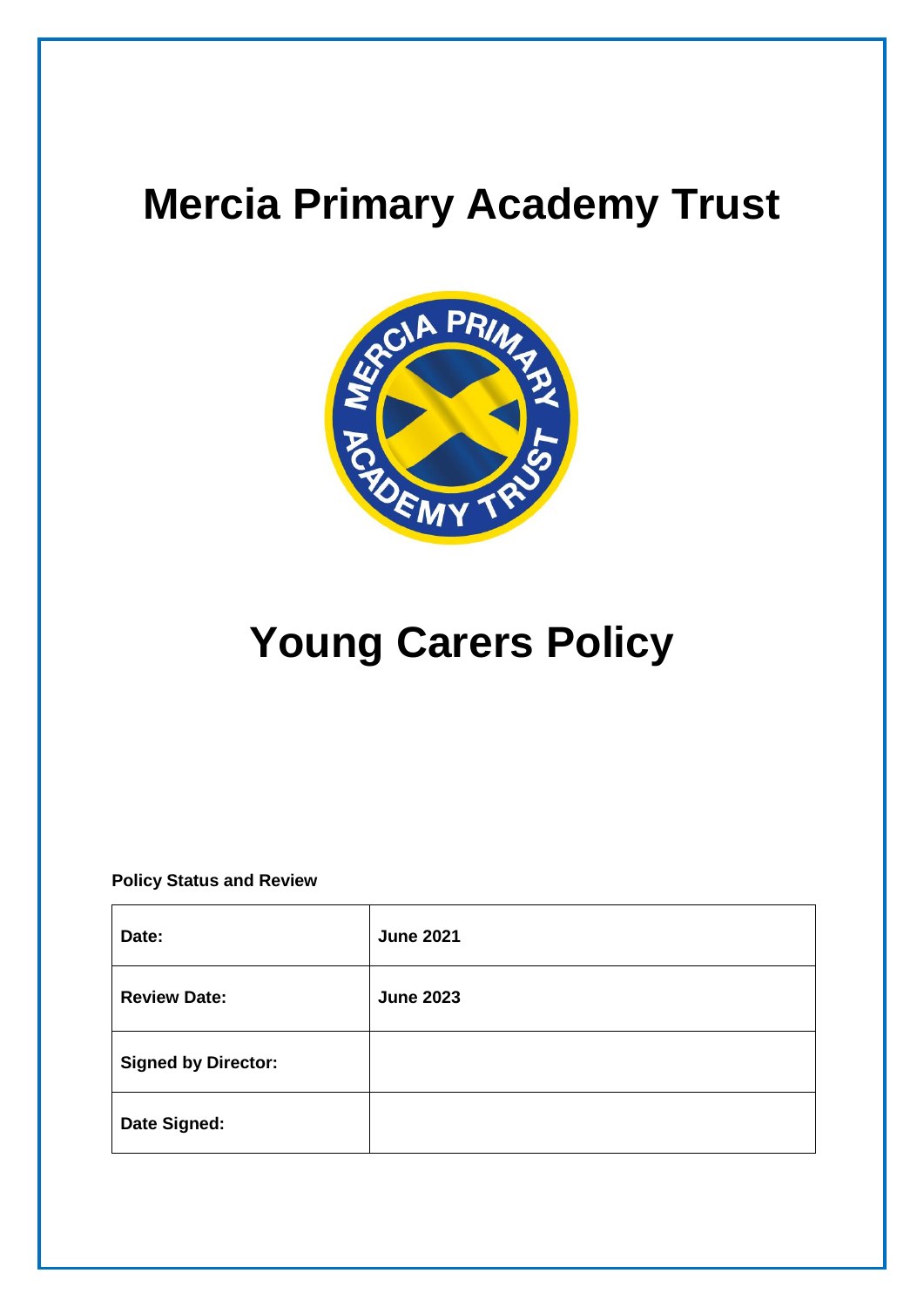# Mercia Primary Academy Trust

# Young Carers Policy

**Policy Status and Review**

| | |
|---|---|
| **Date:** | **June 2021** |
| **Review Date:** | **June 2023** |
| **Signed by Director:** | |
| **Date Signed:** | |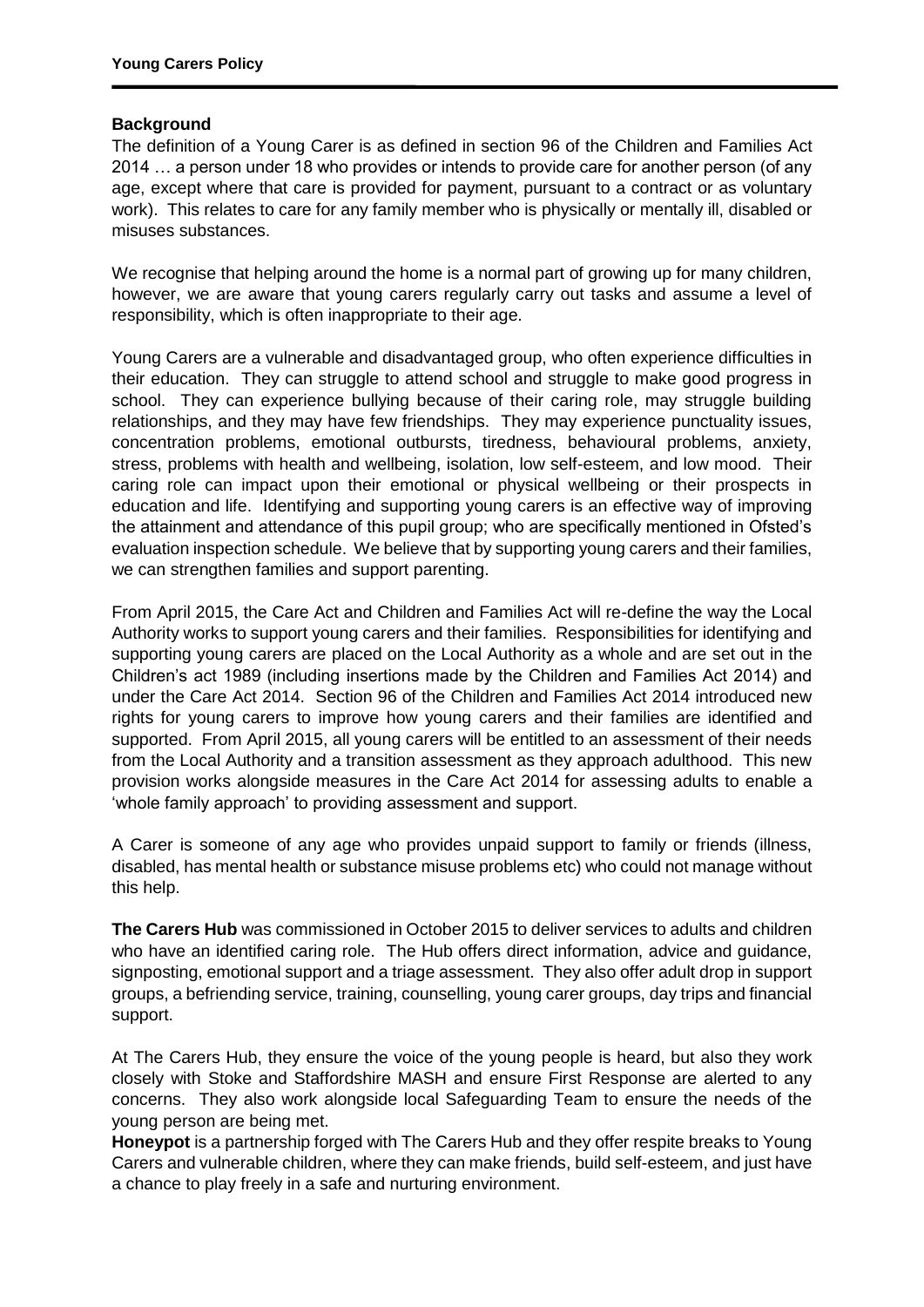## Background

The definition of a Young Carer is as defined in section 96 of the Children and Families Act 2014 … a person under 18 who provides or intends to provide care for another person (of any age, except where that care is provided for payment, pursuant to a contract or as voluntary work). This relates to care for any family member who is physically or mentally ill, disabled or misuses substances.

We recognise that helping around the home is a normal part of growing up for many children, however, we are aware that young carers regularly carry out tasks and assume a level of responsibility, which is often inappropriate to their age.

Young Carers are a vulnerable and disadvantaged group, who often experience difficulties in their education. They can struggle to attend school and struggle to make good progress in school. They can experience bullying because of their caring role, may struggle building relationships, and they may have few friendships. They may experience punctuality issues, concentration problems, emotional outbursts, tiredness, behavioural problems, anxiety, stress, problems with health and wellbeing, isolation, low self-esteem, and low mood. Their caring role can impact upon their emotional or physical wellbeing or their prospects in education and life. Identifying and supporting young carers is an effective way of improving the attainment and attendance of this pupil group; who are specifically mentioned in Ofsted's evaluation inspection schedule. We believe that by supporting young carers and their families, we can strengthen families and support parenting.

From April 2015, the Care Act and Children and Families Act will re-define the way the Local Authority works to support young carers and their families. Responsibilities for identifying and supporting young carers are placed on the Local Authority as a whole and are set out in the Children's act 1989 (including insertions made by the Children and Families Act 2014) and under the Care Act 2014. Section 96 of the Children and Families Act 2014 introduced new rights for young carers to improve how young carers and their families are identified and supported. From April 2015, all young carers will be entitled to an assessment of their needs from the Local Authority and a transition assessment as they approach adulthood. This new provision works alongside measures in the Care Act 2014 for assessing adults to enable a 'whole family approach' to providing assessment and support.

A Carer is someone of any age who provides unpaid support to family or friends (illness, disabled, has mental health or substance misuse problems etc) who could not manage without this help.

**The Carers Hub** was commissioned in October 2015 to deliver services to adults and children who have an identified caring role. The Hub offers direct information, advice and guidance, signposting, emotional support and a triage assessment. They also offer adult drop in support groups, a befriending service, training, counselling, young carer groups, day trips and financial support.

At The Carers Hub, they ensure the voice of the young people is heard, but also they work closely with Stoke and Staffordshire MASH and ensure First Response are alerted to any concerns. They also work alongside local Safeguarding Team to ensure the needs of the young person are being met.

**Honeypot** is a partnership forged with The Carers Hub and they offer respite breaks to Young Carers and vulnerable children, where they can make friends, build self-esteem, and just have a chance to play freely in a safe and nurturing environment.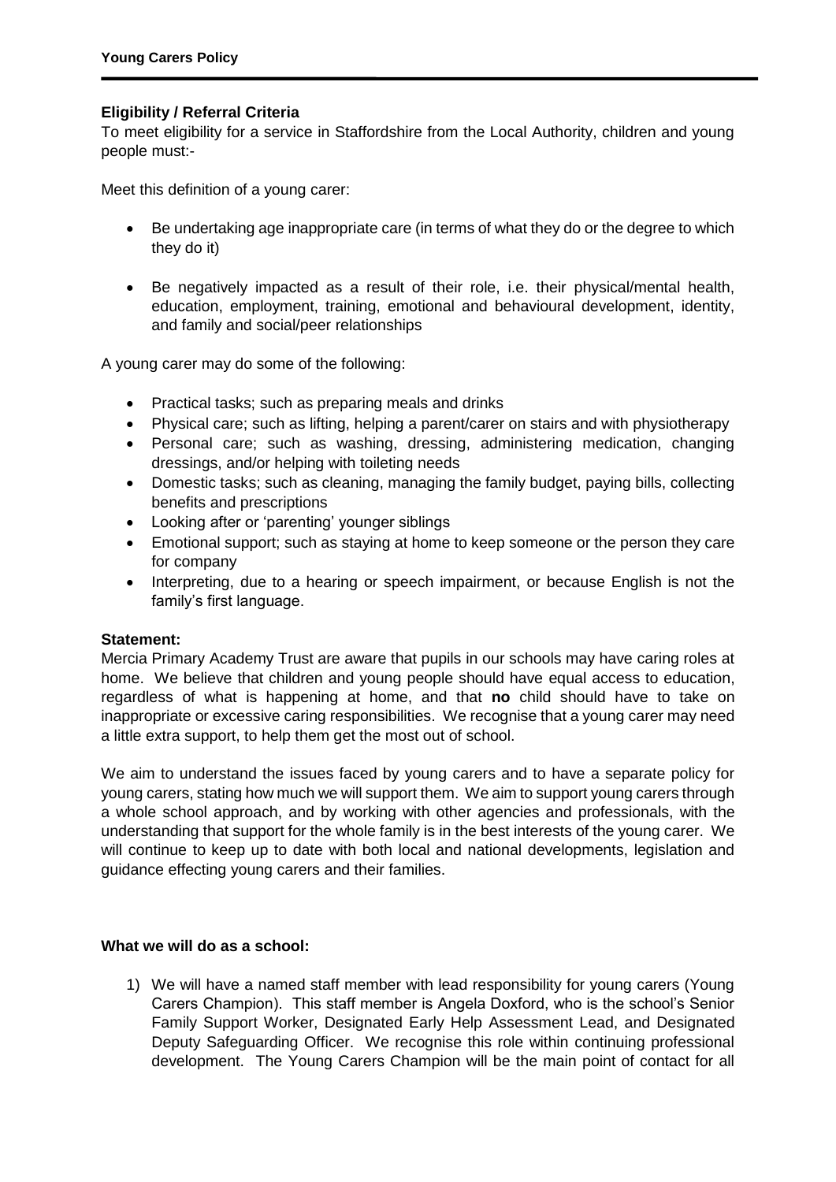**Eligibility / Referral Criteria**

To meet eligibility for a service in Staffordshire from the Local Authority, children and young people must:-

Meet this definition of a young carer:

- Be undertaking age inappropriate care (in terms of what they do or the degree to which they do it)
- Be negatively impacted as a result of their role, i.e. their physical/mental health, education, employment, training, emotional and behavioural development, identity, and family and social/peer relationships

A young carer may do some of the following:

- Practical tasks; such as preparing meals and drinks
- Physical care; such as lifting, helping a parent/carer on stairs and with physiotherapy
- Personal care; such as washing, dressing, administering medication, changing dressings, and/or helping with toileting needs
- Domestic tasks; such as cleaning, managing the family budget, paying bills, collecting benefits and prescriptions
- Looking after or 'parenting' younger siblings
- Emotional support; such as staying at home to keep someone or the person they care for company
- Interpreting, due to a hearing or speech impairment, or because English is not the family's first language.

**Statement:**

Mercia Primary Academy Trust are aware that pupils in our schools may have caring roles at home. We believe that children and young people should have equal access to education, regardless of what is happening at home, and that **no** child should have to take on inappropriate or excessive caring responsibilities. We recognise that a young carer may need a little extra support, to help them get the most out of school.

We aim to understand the issues faced by young carers and to have a separate policy for young carers, stating how much we will support them. We aim to support young carers through a whole school approach, and by working with other agencies and professionals, with the understanding that support for the whole family is in the best interests of the young carer. We will continue to keep up to date with both local and national developments, legislation and guidance effecting young carers and their families.

**What we will do as a school:**

1) We will have a named staff member with lead responsibility for young carers (Young Carers Champion). This staff member is Angela Doxford, who is the school's Senior Family Support Worker, Designated Early Help Assessment Lead, and Designated Deputy Safeguarding Officer. We recognise this role within continuing professional development. The Young Carers Champion will be the main point of contact for all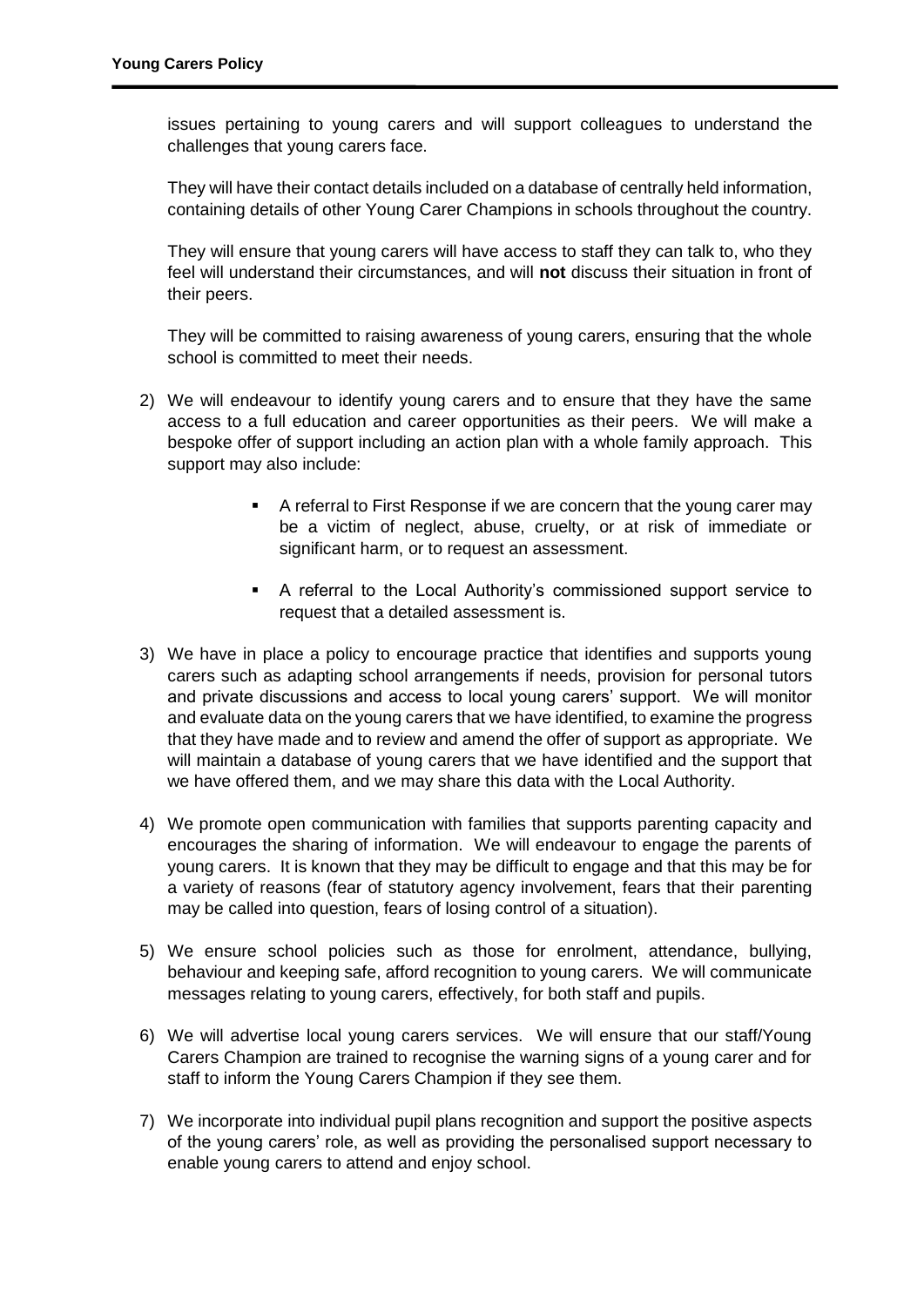issues pertaining to young carers and will support colleagues to understand the challenges that young carers face.

They will have their contact details included on a database of centrally held information, containing details of other Young Carer Champions in schools throughout the country.

They will ensure that young carers will have access to staff they can talk to, who they feel will understand their circumstances, and will **not** discuss their situation in front of their peers.

They will be committed to raising awareness of young carers, ensuring that the whole school is committed to meet their needs.

2) We will endeavour to identify young carers and to ensure that they have the same access to a full education and career opportunities as their peers. We will make a bespoke offer of support including an action plan with a whole family approach. This support may also include:

    - A referral to First Response if we are concern that the young carer may be a victim of neglect, abuse, cruelty, or at risk of immediate or significant harm, or to request an assessment.

    - A referral to the Local Authority's commissioned support service to request that a detailed assessment is.

3) We have in place a policy to encourage practice that identifies and supports young carers such as adapting school arrangements if needs, provision for personal tutors and private discussions and access to local young carers' support. We will monitor and evaluate data on the young carers that we have identified, to examine the progress that they have made and to review and amend the offer of support as appropriate. We will maintain a database of young carers that we have identified and the support that we have offered them, and we may share this data with the Local Authority.

4) We promote open communication with families that supports parenting capacity and encourages the sharing of information. We will endeavour to engage the parents of young carers. It is known that they may be difficult to engage and that this may be for a variety of reasons (fear of statutory agency involvement, fears that their parenting may be called into question, fears of losing control of a situation).

5) We ensure school policies such as those for enrolment, attendance, bullying, behaviour and keeping safe, afford recognition to young carers. We will communicate messages relating to young carers, effectively, for both staff and pupils.

6) We will advertise local young carers services. We will ensure that our staff/Young Carers Champion are trained to recognise the warning signs of a young carer and for staff to inform the Young Carers Champion if they see them.

7) We incorporate into individual pupil plans recognition and support the positive aspects of the young carers' role, as well as providing the personalised support necessary to enable young carers to attend and enjoy school.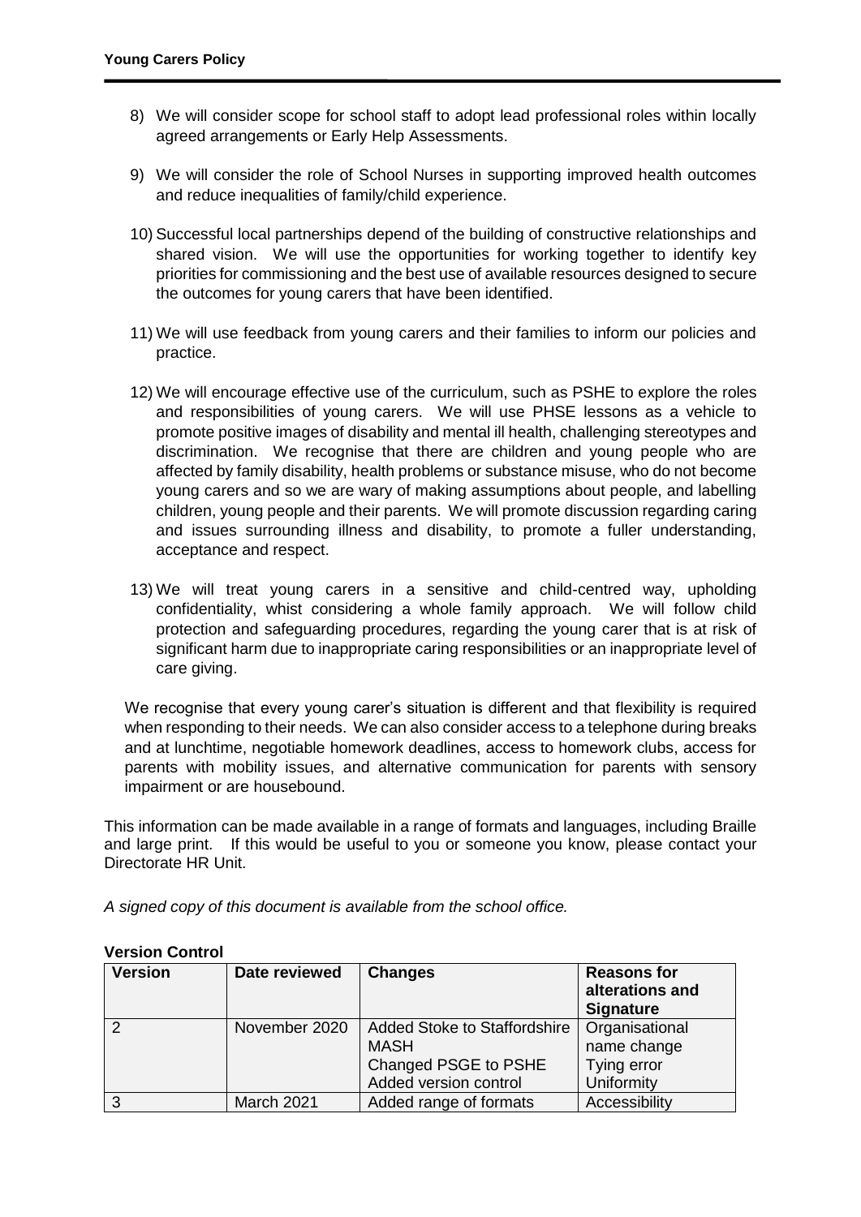8) We will consider scope for school staff to adopt lead professional roles within locally agreed arrangements or Early Help Assessments.

9) We will consider the role of School Nurses in supporting improved health outcomes and reduce inequalities of family/child experience.

10) Successful local partnerships depend of the building of constructive relationships and shared vision. We will use the opportunities for working together to identify key priorities for commissioning and the best use of available resources designed to secure the outcomes for young carers that have been identified.

11) We will use feedback from young carers and their families to inform our policies and practice.

12) We will encourage effective use of the curriculum, such as PSHE to explore the roles and responsibilities of young carers. We will use PHSE lessons as a vehicle to promote positive images of disability and mental ill health, challenging stereotypes and discrimination. We recognise that there are children and young people who are affected by family disability, health problems or substance misuse, who do not become young carers and so we are wary of making assumptions about people, and labelling children, young people and their parents. We will promote discussion regarding caring and issues surrounding illness and disability, to promote a fuller understanding, acceptance and respect.

13) We will treat young carers in a sensitive and child-centred way, upholding confidentiality, whist considering a whole family approach. We will follow child protection and safeguarding procedures, regarding the young carer that is at risk of significant harm due to inappropriate caring responsibilities or an inappropriate level of care giving.

We recognise that every young carer's situation is different and that flexibility is required when responding to their needs. We can also consider access to a telephone during breaks and at lunchtime, negotiable homework deadlines, access to homework clubs, access for parents with mobility issues, and alternative communication for parents with sensory impairment or are housebound.

This information can be made available in a range of formats and languages, including Braille and large print. If this would be useful to you or someone you know, please contact your Directorate HR Unit.

*A signed copy of this document is available from the school office.*

**Version Control**

| Version | Date reviewed | Changes | Reasons for alterations and Signature |
|---|---|---|---|
| 2 | November 2020 | Added Stoke to Staffordshire MASH<br>Changed PSGE to PSHE<br>Added version control | Organisational name change<br>Tying error<br>Uniformity |
| 3 | March 2021 | Added range of formats | Accessibility |